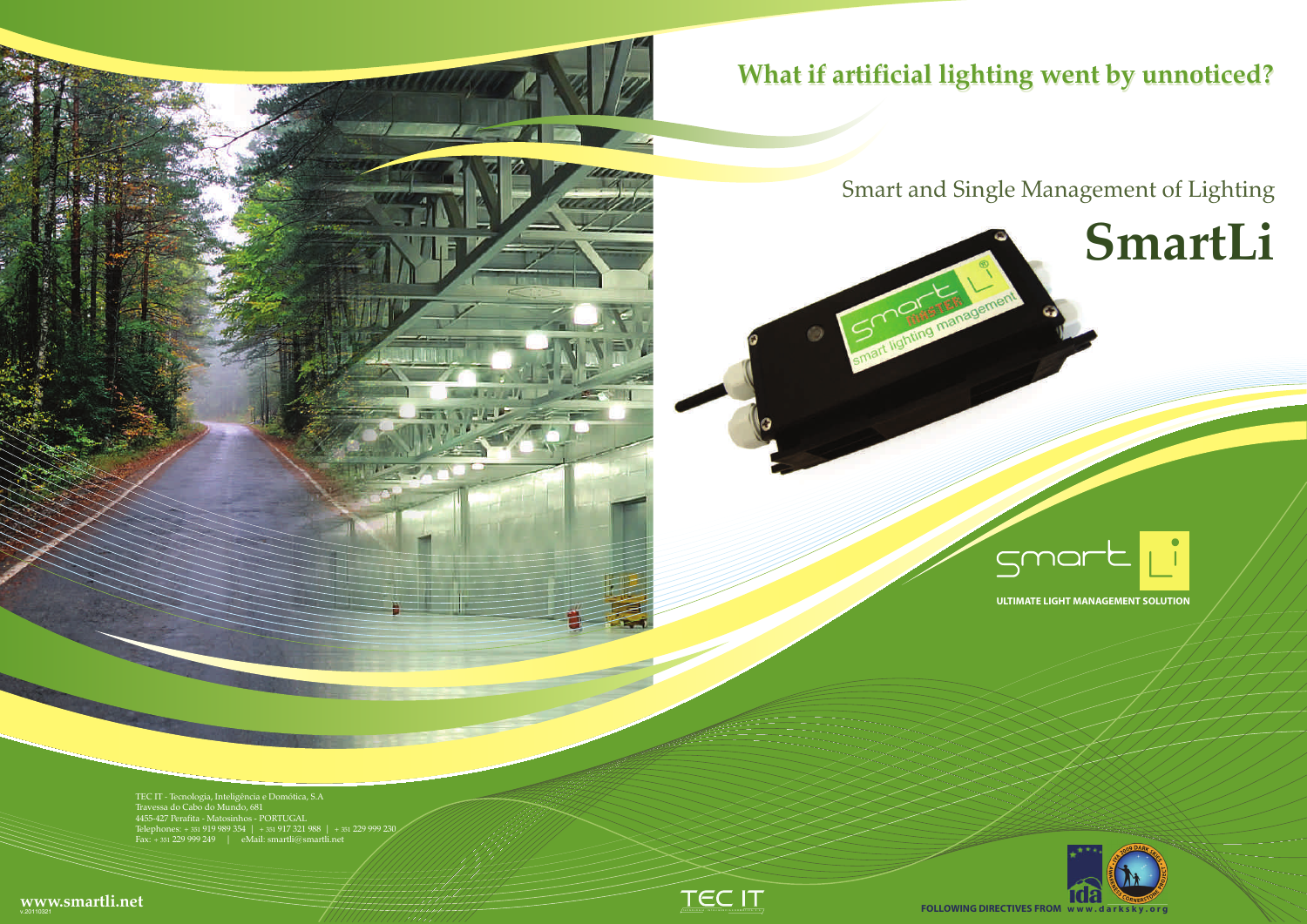# What if artificial lighting went by unnoticed?

Smart and Single Management of Lighting

# SmartLi

smart Li

ULTIMATE LIGHT MANAGEMENT SOLUTION

TEC IT - Tecnologia, Inteligência e Domótica, S.A
Travessa do Cabo do Mundo, 681
4455-427 Perafita - Matosinhos - PORTUGAL
Telephones: + 351 919 989 354 | + 351 917 321 988 | + 351 229 999 230
Fax: + 351 229 999 249 | eMail: smartli@smartli.net

**www.smartli.net**
v.20110321

TEC IT

FOLLOWING DIRECTIVES FROM www.darksky.org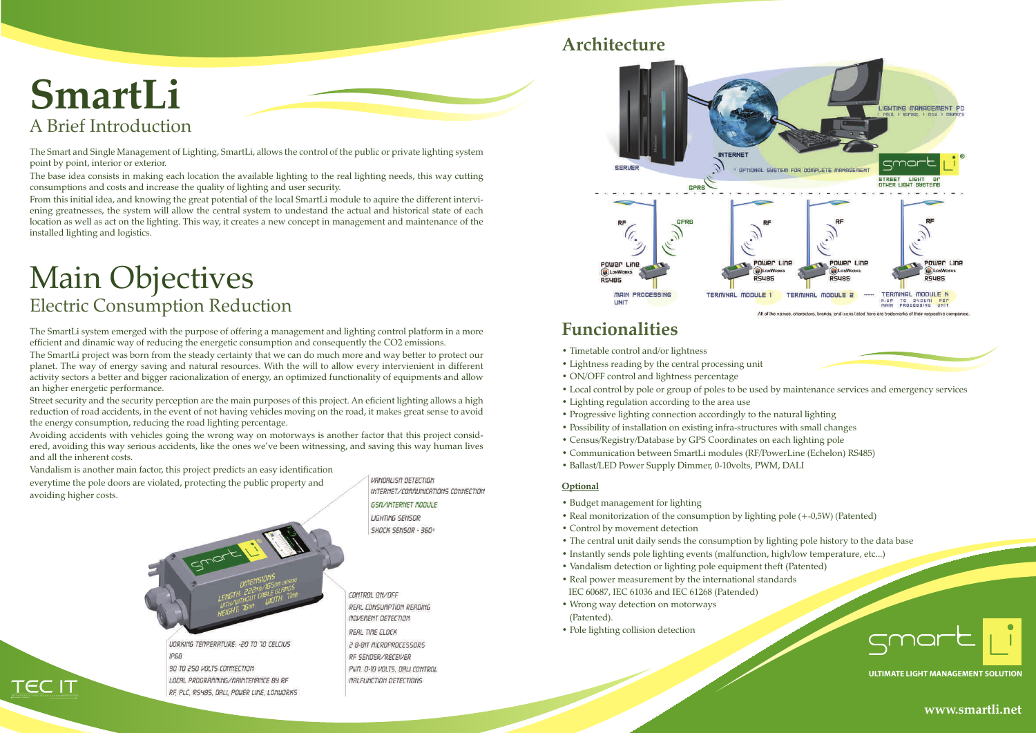# SmartLi

## A Brief Introduction

The Smart and Single Management of Lighting, SmartLi, allows the control of the public or private lighting system point by point, interior or exterior.

The base idea consists in making each location the available lighting to the real lighting needs, this way cutting consumptions and costs and increase the quality of lighting and user security.

From this initial idea, and knowing the great potential of the local SmartLi module to aquire the different intervi-ening greatnesses, the system will allow the central system to undestand the actual and historical state of each location as well as act on the lighting. This way, it creates a new concept in management and maintenance of the installed lighting and logistics.

# Main Objectives

## Electric Consumption Reduction

The SmartLi system emerged with the purpose of offering a management and lighting control platform in a more efficient and dinamic way of reducing the energetic consumption and consequently the CO2 emissions.

The SmartLi project was born from the steady certainty that we can do much more and way better to protect our planet. The way of energy saving and natural resources. With the will to allow every intervienient in different activity sectors a better and bigger racionalization of energy, an optimized functionality of equipments and allow an higher energetic performance.

Street security and the security perception are the main purposes of this project. An eficient lighting allows a high reduction of road accidents, in the event of not having vehicles moving on the road, it makes great sense to avoid the energy consumption, reducing the road lighting percentage.

Avoiding accidents with vehicles going the wrong way on motorways is another factor that this project consid-ered, avoiding this way serious accidents, like the ones we've been witnessing, and saving this way human lives and all the inherent costs.

Vandalism is another main factor, this project predicts an easy identification everytime the pole doors are violated, protecting the public property and avoiding higher costs.

VANDALISM DETECTION
INTERNET/COMMUNICATIONS CONNECTION
GSM/INTERNET MODULE
LIGHTING SENSOR
SHOCK SENSOR - 360º

DIMENSIONS
LENGTH: 222mm/165mm (approx)
WITH/WITHOUT CABLE GLANDS
WIDTH: 71mm
HEIGHT: 35mm

WORKING TEMPERATURE: -20 TO 70 CELCIUS
IP68
90 TO 250 VOLTS CONNECTION
LOCAL PROGRAMMING/MAINTENANCE BY RF
RF, PLC, RS485, DALI, POWER LINE, LONWORKS

CONTROL ON/OFF
REAL CONSUMPTION READING
MOVEMENT DETECTION
REAL TIME CLOCK
2 8-BIT MICROPROCESSORS
RF SENDER/RECEIVER
PWM, 0-10 VOLTS, DALI CONTROL
MALFUNCTION DETECTIONS

TEC IT

# Architecture

SERVER
INTERNET
GPRS
OPTIONAL SYSTEM FOR COMPLETE MANAGEMENT
LIGHTING MANAGEMENT PC
1 POLE, 1 GROUP, 1 CITY, 1 COUNTRY
smart Li
STREET LIGHT OR OTHER LIGHT SYSTEMS
RF
GPRS
POWER LINE
LONWORKS
RS485
MAIN PROCESSING UNIT
TERMINAL MODULE 1
TERMINAL MODULE 2
TERMINAL MODULE N
N=UP TO 240UNI PER MAIN PROCESSING UNIT

All of the names, characters, brands, and icons listed here are trademarks of their respective companies.

# Funcionalities

- Timetable control and/or lightness
- Lightness reading by the central processing unit
- ON/OFF control and lightness percentage
- Local control by pole or group of poles to be used by maintenance services and emergency services
- Lighting regulation according to the area use
- Progressive lighting connection accordingly to the natural lighting
- Possibility of installation on existing infra-structures with small changes
- Census/Registry/Database by GPS Coordinates on each lighting pole
- Communication between SmartLi modules (RF/PowerLine (Echelon) RS485)
- Ballast/LED Power Supply Dimmer, 0-10volts, PWM, DALI

**Optional**

- Budget management for lighting
- Real monitorization of the consumption by lighting pole (+-0,5W) (Patented)
- Control by movement detection
- The central unit daily sends the consumption by lighting pole history to the data base
- Instantly sends pole lighting events (malfunction, high/low temperature, etc...)
- Vandalism detection or lighting pole equipment theft (Patented)
- Real power measurement by the international standards IEC 60687, IEC 61036 and IEC 61268 (Patended)
- Wrong way detection on motorways (Patented).
- Pole lighting collision detection

smart Li

ULTIMATE LIGHT MANAGEMENT SOLUTION

www.smartli.net